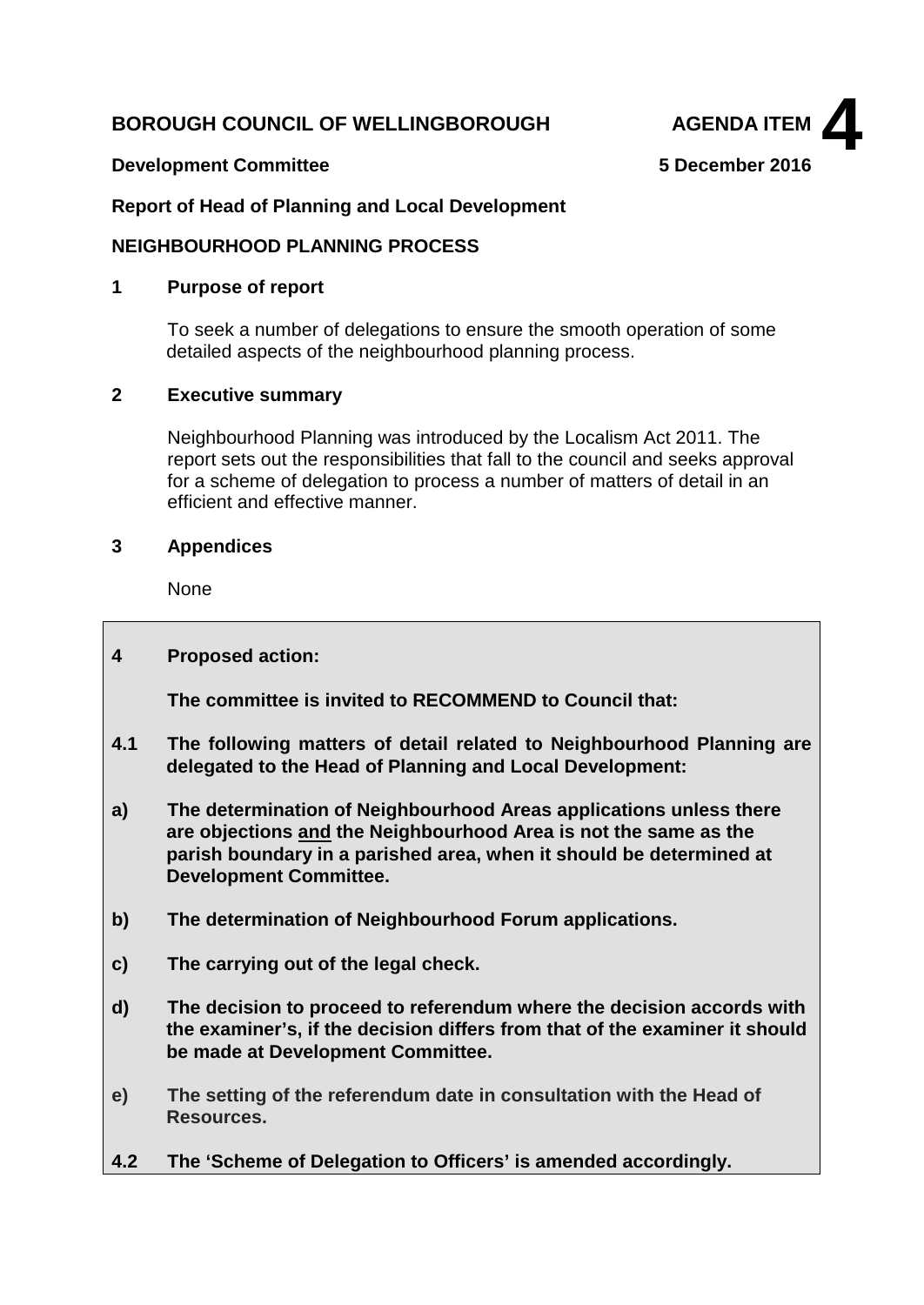**BOROUGH COUNCIL OF WELLINGBOROUGH** **AGENDA ITEM 4**

**Development Committee** **5 December 2016**

**Report of Head of Planning and Local Development**

**NEIGHBOURHOOD PLANNING PROCESS**

## 1 Purpose of report

To seek a number of delegations to ensure the smooth operation of some detailed aspects of the neighbourhood planning process.

## 2 Executive summary

Neighbourhood Planning was introduced by the Localism Act 2011. The report sets out the responsibilities that fall to the council and seeks approval for a scheme of delegation to process a number of matters of detail in an efficient and effective manner.

## 3 Appendices

None

## 4 Proposed action:

**The committee is invited to RECOMMEND to Council that:**

**4.1 The following matters of detail related to Neighbourhood Planning are delegated to the Head of Planning and Local Development:**

**a) The determination of Neighbourhood Areas applications unless there are objections <u>and</u> the Neighbourhood Area is not the same as the parish boundary in a parished area, when it should be determined at Development Committee.**

**b) The determination of Neighbourhood Forum applications.**

**c) The carrying out of the legal check.**

**d) The decision to proceed to referendum where the decision accords with the examiner's, if the decision differs from that of the examiner it should be made at Development Committee.**

**e) The setting of the referendum date in consultation with the Head of Resources.**

**4.2 The 'Scheme of Delegation to Officers' is amended accordingly.**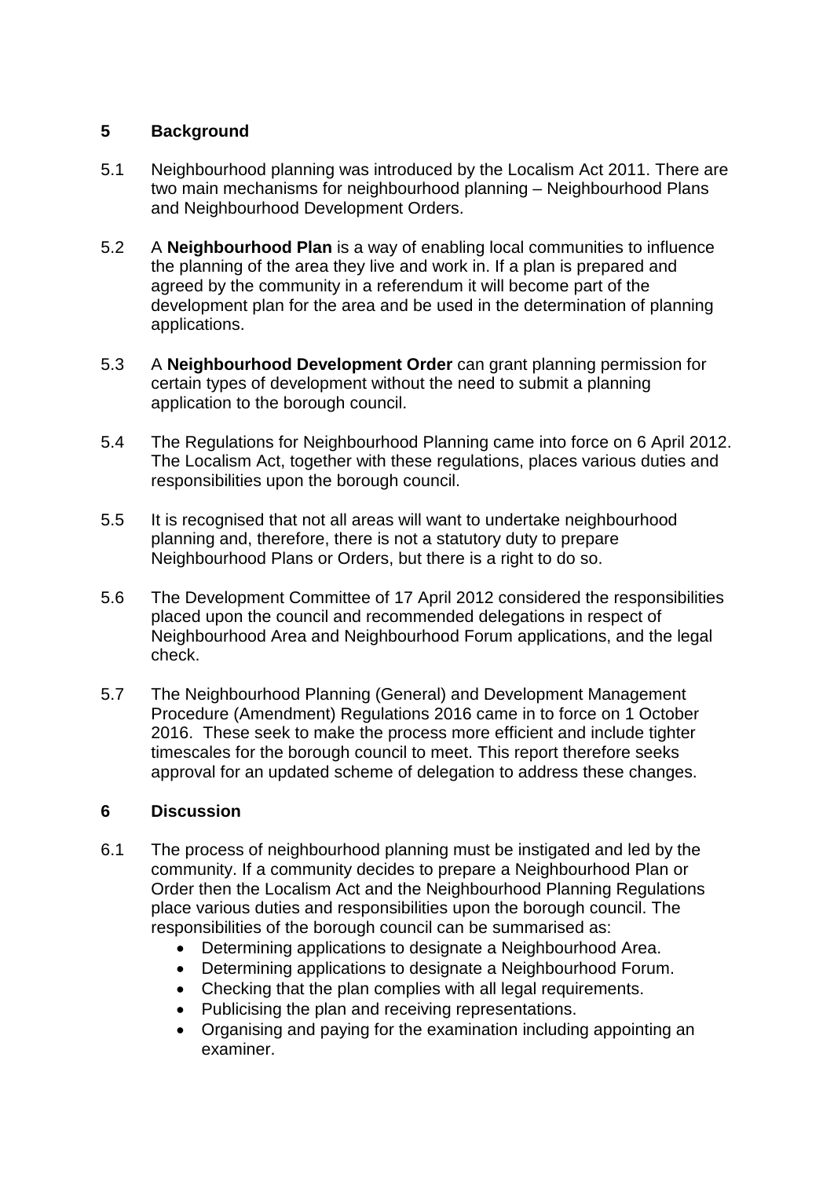## 5 Background

5.1 Neighbourhood planning was introduced by the Localism Act 2011. There are two main mechanisms for neighbourhood planning – Neighbourhood Plans and Neighbourhood Development Orders.

5.2 A **Neighbourhood Plan** is a way of enabling local communities to influence the planning of the area they live and work in. If a plan is prepared and agreed by the community in a referendum it will become part of the development plan for the area and be used in the determination of planning applications.

5.3 A **Neighbourhood Development Order** can grant planning permission for certain types of development without the need to submit a planning application to the borough council.

5.4 The Regulations for Neighbourhood Planning came into force on 6 April 2012. The Localism Act, together with these regulations, places various duties and responsibilities upon the borough council.

5.5 It is recognised that not all areas will want to undertake neighbourhood planning and, therefore, there is not a statutory duty to prepare Neighbourhood Plans or Orders, but there is a right to do so.

5.6 The Development Committee of 17 April 2012 considered the responsibilities placed upon the council and recommended delegations in respect of Neighbourhood Area and Neighbourhood Forum applications, and the legal check.

5.7 The Neighbourhood Planning (General) and Development Management Procedure (Amendment) Regulations 2016 came in to force on 1 October 2016. These seek to make the process more efficient and include tighter timescales for the borough council to meet. This report therefore seeks approval for an updated scheme of delegation to address these changes.

## 6 Discussion

6.1 The process of neighbourhood planning must be instigated and led by the community. If a community decides to prepare a Neighbourhood Plan or Order then the Localism Act and the Neighbourhood Planning Regulations place various duties and responsibilities upon the borough council. The responsibilities of the borough council can be summarised as:

- Determining applications to designate a Neighbourhood Area.
- Determining applications to designate a Neighbourhood Forum.
- Checking that the plan complies with all legal requirements.
- Publicising the plan and receiving representations.
- Organising and paying for the examination including appointing an examiner.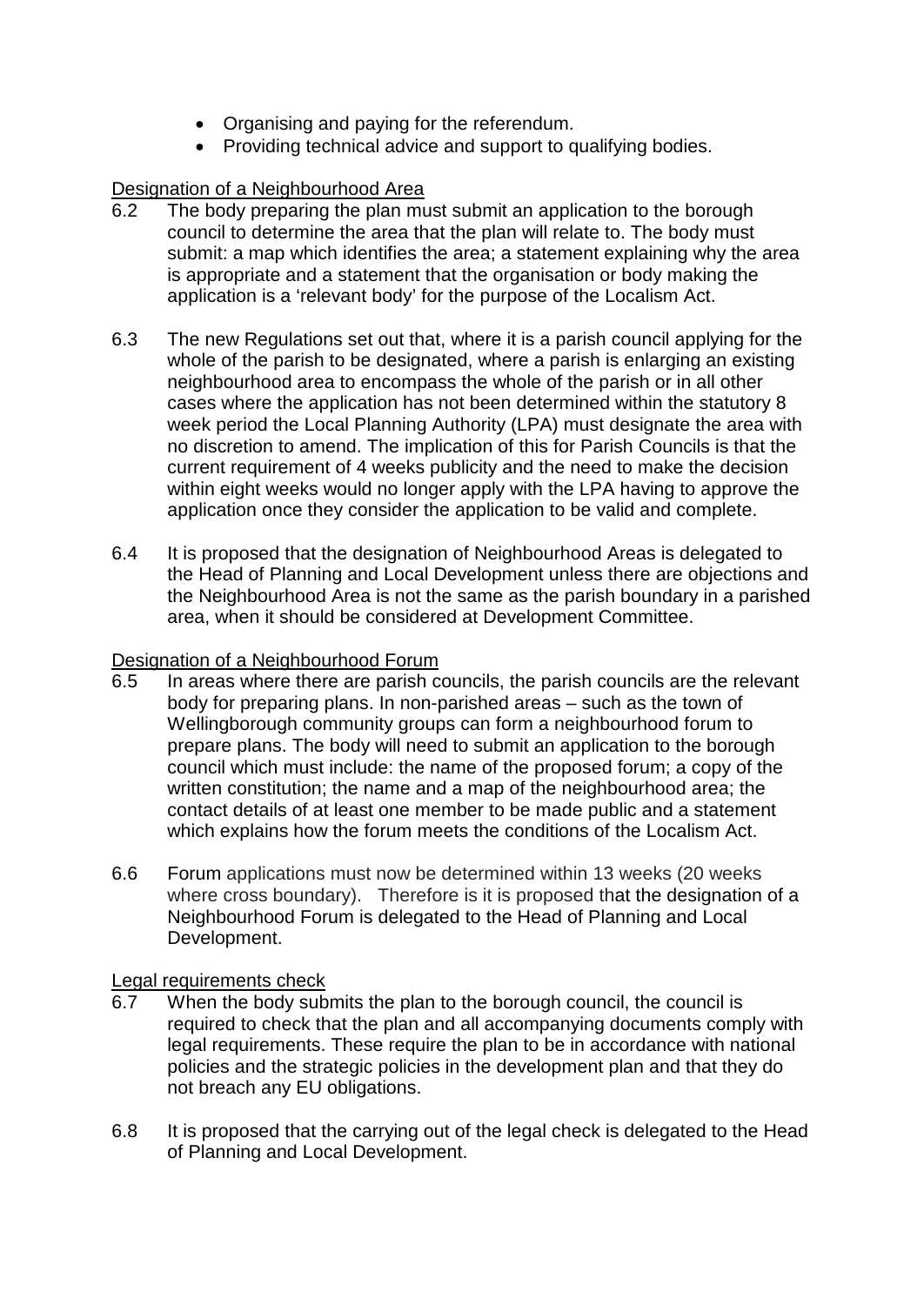- Organising and paying for the referendum.
- Providing technical advice and support to qualifying bodies.

Designation of a Neighbourhood Area

6.2 The body preparing the plan must submit an application to the borough council to determine the area that the plan will relate to. The body must submit: a map which identifies the area; a statement explaining why the area is appropriate and a statement that the organisation or body making the application is a 'relevant body' for the purpose of the Localism Act.

6.3 The new Regulations set out that, where it is a parish council applying for the whole of the parish to be designated, where a parish is enlarging an existing neighbourhood area to encompass the whole of the parish or in all other cases where the application has not been determined within the statutory 8 week period the Local Planning Authority (LPA) must designate the area with no discretion to amend. The implication of this for Parish Councils is that the current requirement of 4 weeks publicity and the need to make the decision within eight weeks would no longer apply with the LPA having to approve the application once they consider the application to be valid and complete.

6.4 It is proposed that the designation of Neighbourhood Areas is delegated to the Head of Planning and Local Development unless there are objections and the Neighbourhood Area is not the same as the parish boundary in a parished area, when it should be considered at Development Committee.

Designation of a Neighbourhood Forum

6.5 In areas where there are parish councils, the parish councils are the relevant body for preparing plans. In non-parished areas – such as the town of Wellingborough community groups can form a neighbourhood forum to prepare plans. The body will need to submit an application to the borough council which must include: the name of the proposed forum; a copy of the written constitution; the name and a map of the neighbourhood area; the contact details of at least one member to be made public and a statement which explains how the forum meets the conditions of the Localism Act.

6.6 Forum applications must now be determined within 13 weeks (20 weeks where cross boundary). Therefore is it is proposed that the designation of a Neighbourhood Forum is delegated to the Head of Planning and Local Development.

Legal requirements check

6.7 When the body submits the plan to the borough council, the council is required to check that the plan and all accompanying documents comply with legal requirements. These require the plan to be in accordance with national policies and the strategic policies in the development plan and that they do not breach any EU obligations.

6.8 It is proposed that the carrying out of the legal check is delegated to the Head of Planning and Local Development.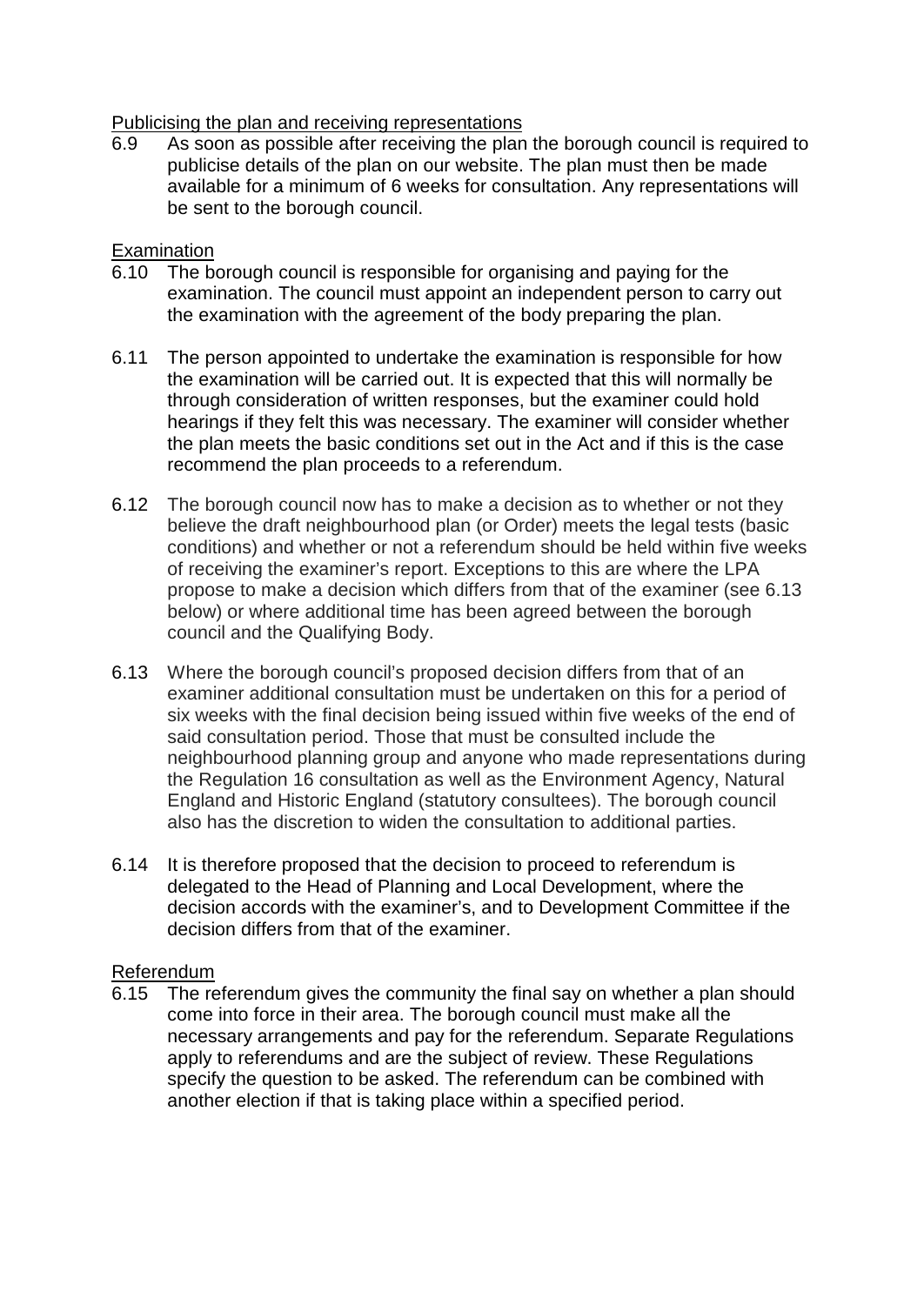Publicising the plan and receiving representations

6.9 As soon as possible after receiving the plan the borough council is required to publicise details of the plan on our website. The plan must then be made available for a minimum of 6 weeks for consultation. Any representations will be sent to the borough council.

Examination

6.10 The borough council is responsible for organising and paying for the examination. The council must appoint an independent person to carry out the examination with the agreement of the body preparing the plan.

6.11 The person appointed to undertake the examination is responsible for how the examination will be carried out. It is expected that this will normally be through consideration of written responses, but the examiner could hold hearings if they felt this was necessary. The examiner will consider whether the plan meets the basic conditions set out in the Act and if this is the case recommend the plan proceeds to a referendum.

6.12 The borough council now has to make a decision as to whether or not they believe the draft neighbourhood plan (or Order) meets the legal tests (basic conditions) and whether or not a referendum should be held within five weeks of receiving the examiner's report. Exceptions to this are where the LPA propose to make a decision which differs from that of the examiner (see 6.13 below) or where additional time has been agreed between the borough council and the Qualifying Body.

6.13 Where the borough council's proposed decision differs from that of an examiner additional consultation must be undertaken on this for a period of six weeks with the final decision being issued within five weeks of the end of said consultation period. Those that must be consulted include the neighbourhood planning group and anyone who made representations during the Regulation 16 consultation as well as the Environment Agency, Natural England and Historic England (statutory consultees). The borough council also has the discretion to widen the consultation to additional parties.

6.14 It is therefore proposed that the decision to proceed to referendum is delegated to the Head of Planning and Local Development, where the decision accords with the examiner's, and to Development Committee if the decision differs from that of the examiner.

Referendum

6.15 The referendum gives the community the final say on whether a plan should come into force in their area. The borough council must make all the necessary arrangements and pay for the referendum. Separate Regulations apply to referendums and are the subject of review. These Regulations specify the question to be asked. The referendum can be combined with another election if that is taking place within a specified period.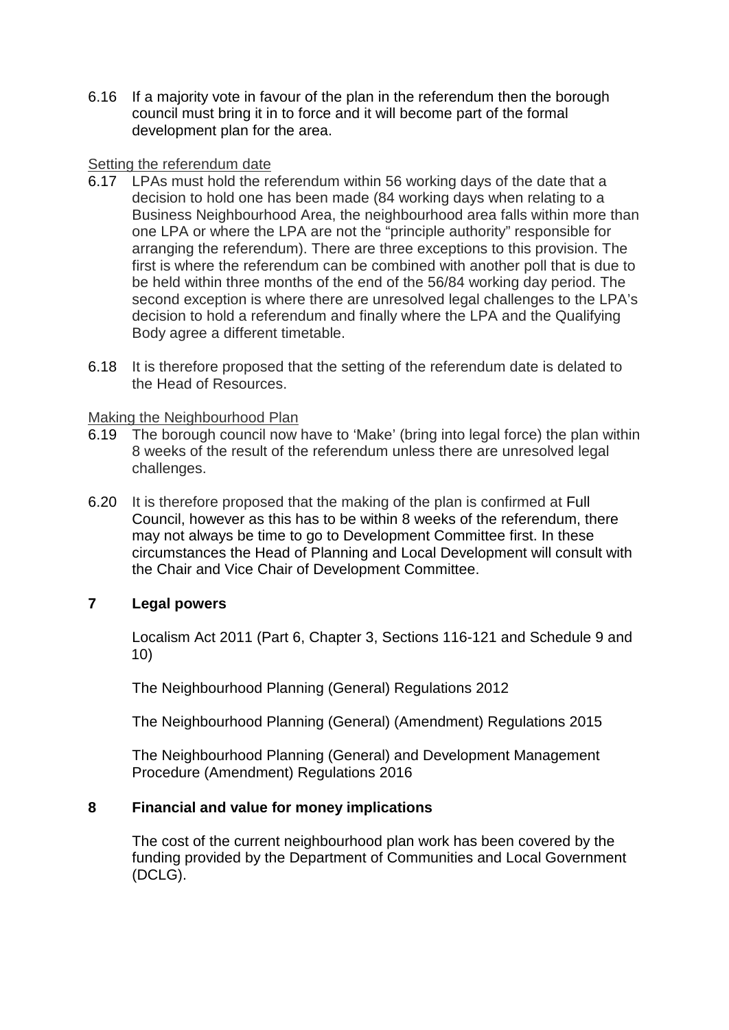6.16 If a majority vote in favour of the plan in the referendum then the borough council must bring it in to force and it will become part of the formal development plan for the area.

Setting the referendum date

6.17 LPAs must hold the referendum within 56 working days of the date that a decision to hold one has been made (84 working days when relating to a Business Neighbourhood Area, the neighbourhood area falls within more than one LPA or where the LPA are not the "principle authority" responsible for arranging the referendum). There are three exceptions to this provision. The first is where the referendum can be combined with another poll that is due to be held within three months of the end of the 56/84 working day period. The second exception is where there are unresolved legal challenges to the LPA's decision to hold a referendum and finally where the LPA and the Qualifying Body agree a different timetable.

6.18 It is therefore proposed that the setting of the referendum date is delated to the Head of Resources.

Making the Neighbourhood Plan

6.19 The borough council now have to 'Make' (bring into legal force) the plan within 8 weeks of the result of the referendum unless there are unresolved legal challenges.

6.20 It is therefore proposed that the making of the plan is confirmed at Full Council, however as this has to be within 8 weeks of the referendum, there may not always be time to go to Development Committee first. In these circumstances the Head of Planning and Local Development will consult with the Chair and Vice Chair of Development Committee.

## 7 Legal powers

Localism Act 2011 (Part 6, Chapter 3, Sections 116-121 and Schedule 9 and 10)

The Neighbourhood Planning (General) Regulations 2012

The Neighbourhood Planning (General) (Amendment) Regulations 2015

The Neighbourhood Planning (General) and Development Management Procedure (Amendment) Regulations 2016

## 8 Financial and value for money implications

The cost of the current neighbourhood plan work has been covered by the funding provided by the Department of Communities and Local Government (DCLG).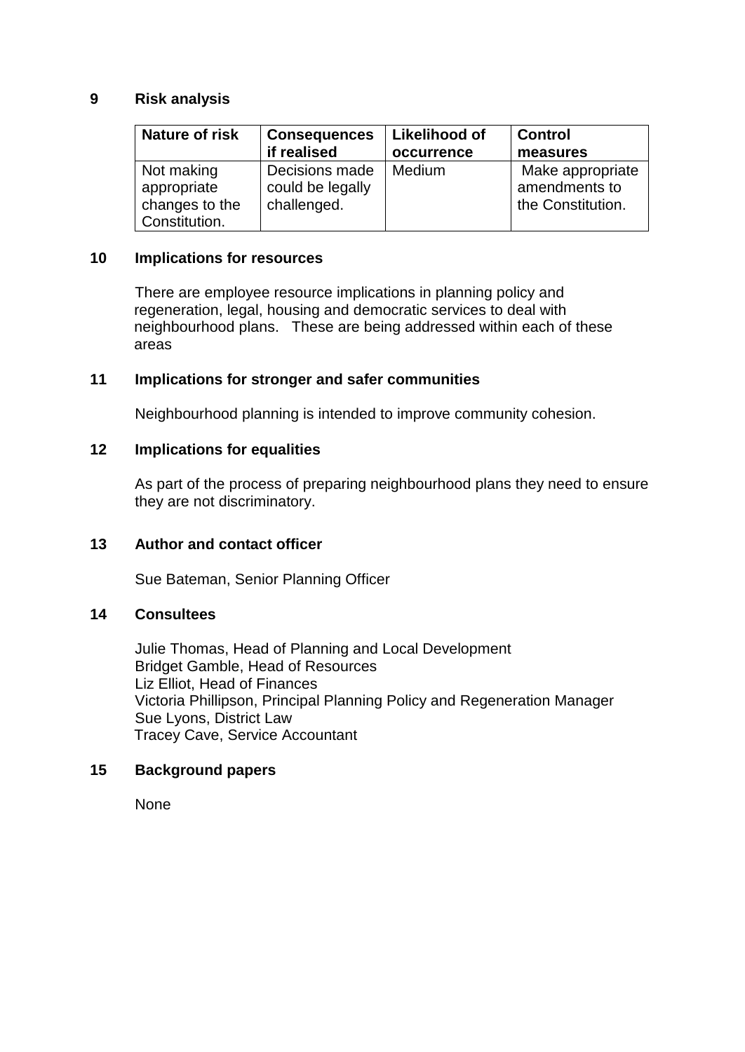## 9 Risk analysis

| Nature of risk | Consequences if realised | Likelihood of occurrence | Control measures |
| --- | --- | --- | --- |
| Not making appropriate changes to the Constitution. | Decisions made could be legally challenged. | Medium | Make appropriate amendments to the Constitution. |

## 10 Implications for resources

There are employee resource implications in planning policy and regeneration, legal, housing and democratic services to deal with neighbourhood plans. These are being addressed within each of these areas

## 11 Implications for stronger and safer communities

Neighbourhood planning is intended to improve community cohesion.

## 12 Implications for equalities

As part of the process of preparing neighbourhood plans they need to ensure they are not discriminatory.

## 13 Author and contact officer

Sue Bateman, Senior Planning Officer

## 14 Consultees

Julie Thomas, Head of Planning and Local Development
Bridget Gamble, Head of Resources
Liz Elliot, Head of Finances
Victoria Phillipson, Principal Planning Policy and Regeneration Manager
Sue Lyons, District Law
Tracey Cave, Service Accountant

## 15 Background papers

None